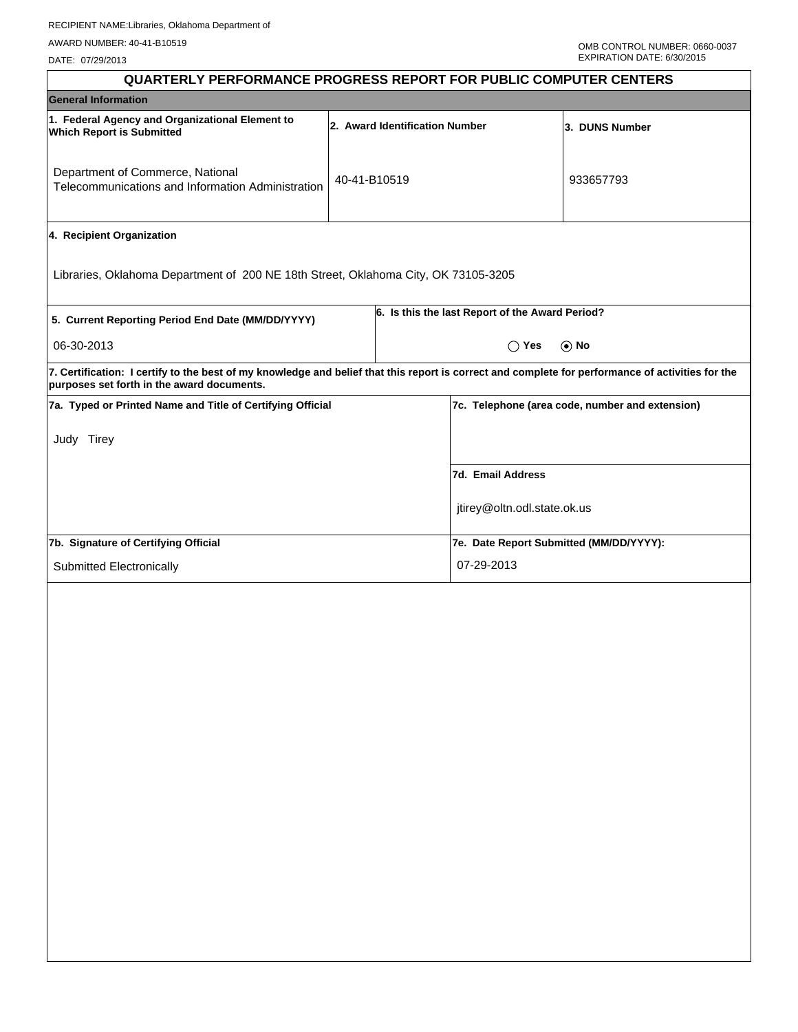RECIPIENT NAME:Libraries, Oklahoma Department of

AWARD NUMBER: 40-41-B10519

DATE: 07/29/2013

OMB CONTROL NUMBER: 0660-0037
EXPIRATION DATE: 6/30/2015

# QUARTERLY PERFORMANCE PROGRESS REPORT FOR PUBLIC COMPUTER CENTERS

## General Information

| 1. Federal Agency and Organizational Element to Which Report is Submitted | 2. Award Identification Number | 3. DUNS Number |
|---|---|---|
| Department of Commerce, National Telecommunications and Information Administration | 40-41-B10519 | 933657793 |

**4. Recipient Organization**

Libraries, Oklahoma Department of 200 NE 18th Street, Oklahoma City, OK 73105-3205

| 5. Current Reporting Period End Date (MM/DD/YYYY) | 6. Is this the last Report of the Award Period? |
|---|---|
| 06-30-2013 | ◯ Yes ⦿ No |

**7. Certification: I certify to the best of my knowledge and belief that this report is correct and complete for performance of activities for the purposes set forth in the award documents.**

| 7a. Typed or Printed Name and Title of Certifying Official | 7c. Telephone (area code, number and extension) |
|---|---|
| Judy Tirey | |
| | **7d. Email Address** |
| | jtirey@oltn.odl.state.ok.us |
| **7b. Signature of Certifying Official** | **7e. Date Report Submitted (MM/DD/YYYY):** |
| Submitted Electronically | 07-29-2013 |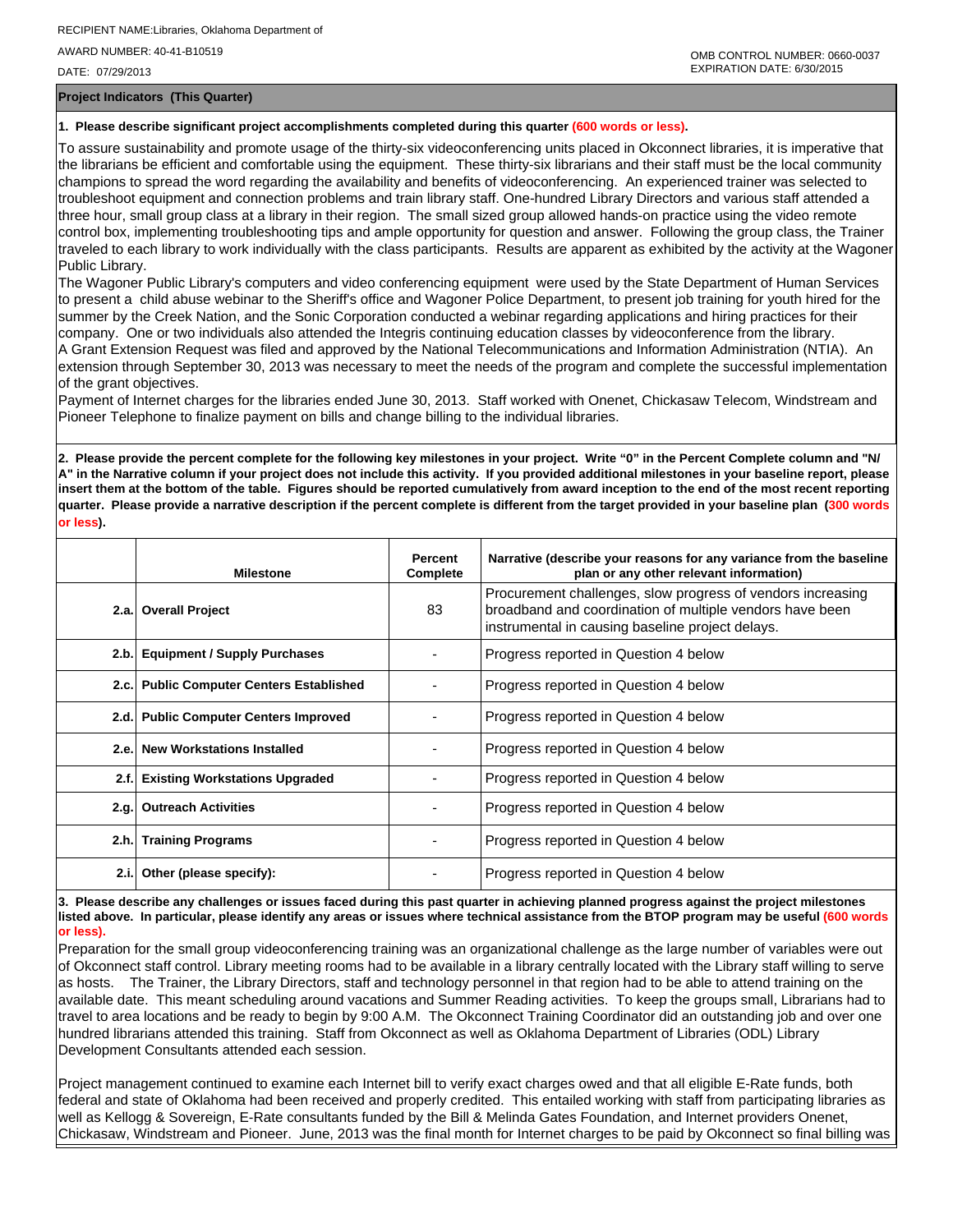RECIPIENT NAME:Libraries, Oklahoma Department of

AWARD NUMBER: 40-41-B10519

DATE: 07/29/2013

OMB CONTROL NUMBER: 0660-0037
EXPIRATION DATE: 6/30/2015

**Project Indicators (This Quarter)**

**1. Please describe significant project accomplishments completed during this quarter (600 words or less).**

To assure sustainability and promote usage of the thirty-six videoconferencing units placed in Okconnect libraries, it is imperative that the librarians be efficient and comfortable using the equipment. These thirty-six librarians and their staff must be the local community champions to spread the word regarding the availability and benefits of videoconferencing. An experienced trainer was selected to troubleshoot equipment and connection problems and train library staff. One-hundred Library Directors and various staff attended a three hour, small group class at a library in their region. The small sized group allowed hands-on practice using the video remote control box, implementing troubleshooting tips and ample opportunity for question and answer. Following the group class, the Trainer traveled to each library to work individually with the class participants. Results are apparent as exhibited by the activity at the Wagoner Public Library.

The Wagoner Public Library's computers and video conferencing equipment were used by the State Department of Human Services to present a child abuse webinar to the Sheriff's office and Wagoner Police Department, to present job training for youth hired for the summer by the Creek Nation, and the Sonic Corporation conducted a webinar regarding applications and hiring practices for their company. One or two individuals also attended the Integris continuing education classes by videoconference from the library.

A Grant Extension Request was filed and approved by the National Telecommunications and Information Administration (NTIA). An extension through September 30, 2013 was necessary to meet the needs of the program and complete the successful implementation of the grant objectives.

Payment of Internet charges for the libraries ended June 30, 2013. Staff worked with Onenet, Chickasaw Telecom, Windstream and Pioneer Telephone to finalize payment on bills and change billing to the individual libraries.

**2. Please provide the percent complete for the following key milestones in your project. Write "0" in the Percent Complete column and "N/A" in the Narrative column if your project does not include this activity. If you provided additional milestones in your baseline report, please insert them at the bottom of the table. Figures should be reported cumulatively from award inception to the end of the most recent reporting quarter. Please provide a narrative description if the percent complete is different from the target provided in your baseline plan (300 words or less).**

| | Milestone | Percent Complete | Narrative (describe your reasons for any variance from the baseline plan or any other relevant information) |
|---|---|---|---|
| 2.a. | Overall Project | 83 | Procurement challenges, slow progress of vendors increasing broadband and coordination of multiple vendors have been instrumental in causing baseline project delays. |
| 2.b. | Equipment / Supply Purchases | - | Progress reported in Question 4 below |
| 2.c. | Public Computer Centers Established | - | Progress reported in Question 4 below |
| 2.d. | Public Computer Centers Improved | - | Progress reported in Question 4 below |
| 2.e. | New Workstations Installed | - | Progress reported in Question 4 below |
| 2.f. | Existing Workstations Upgraded | - | Progress reported in Question 4 below |
| 2.g. | Outreach Activities | - | Progress reported in Question 4 below |
| 2.h. | Training Programs | - | Progress reported in Question 4 below |
| 2.i. | Other (please specify): | - | Progress reported in Question 4 below |

**3. Please describe any challenges or issues faced during this past quarter in achieving planned progress against the project milestones listed above. In particular, please identify any areas or issues where technical assistance from the BTOP program may be useful (600 words or less).**

Preparation for the small group videoconferencing training was an organizational challenge as the large number of variables were out of Okconnect staff control. Library meeting rooms had to be available in a library centrally located with the Library staff willing to serve as hosts. The Trainer, the Library Directors, staff and technology personnel in that region had to be able to attend training on the available date. This meant scheduling around vacations and Summer Reading activities. To keep the groups small, Librarians had to travel to area locations and be ready to begin by 9:00 A.M. The Okconnect Training Coordinator did an outstanding job and over one hundred librarians attended this training. Staff from Okconnect as well as Oklahoma Department of Libraries (ODL) Library Development Consultants attended each session.

Project management continued to examine each Internet bill to verify exact charges owed and that all eligible E-Rate funds, both federal and state of Oklahoma had been received and properly credited. This entailed working with staff from participating libraries as well as Kellogg & Sovereign, E-Rate consultants funded by the Bill & Melinda Gates Foundation, and Internet providers Onenet, Chickasaw, Windstream and Pioneer. June, 2013 was the final month for Internet charges to be paid by Okconnect so final billing was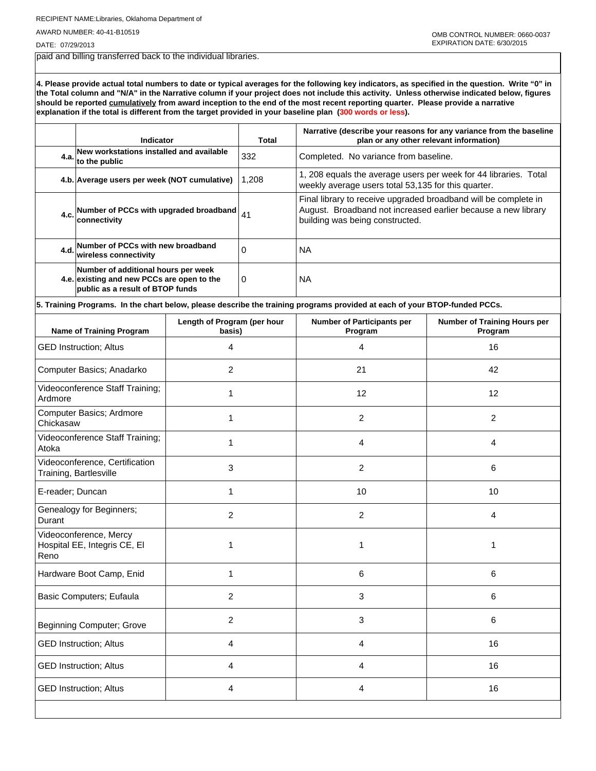RECIPIENT NAME:Libraries, Oklahoma Department of

AWARD NUMBER: 40-41-B10519

DATE: 07/29/2013

OMB CONTROL NUMBER: 0660-0037
EXPIRATION DATE: 6/30/2015

paid and billing transferred back to the individual libraries.

**4. Please provide actual total numbers to date or typical averages for the following key indicators, as specified in the question. Write "0" in the Total column and "N/A" in the Narrative column if your project does not include this activity. Unless otherwise indicated below, figures should be reported cumulatively from award inception to the end of the most recent reporting quarter. Please provide a narrative explanation if the total is different from the target provided in your baseline plan (300 words or less).**

| | Indicator | Total | Narrative (describe your reasons for any variance from the baseline plan or any other relevant information) |
|---|---|---|---|
| 4.a. | New workstations installed and available to the public | 332 | Completed. No variance from baseline. |
| 4.b. | Average users per week (NOT cumulative) | 1,208 | 1, 208 equals the average users per week for 44 libraries. Total weekly average users total 53,135 for this quarter. |
| 4.c. | Number of PCCs with upgraded broadband connectivity | 41 | Final library to receive upgraded broadband will be complete in August. Broadband not increased earlier because a new library building was being constructed. |
| 4.d. | Number of PCCs with new broadband wireless connectivity | 0 | NA |
| 4.e. | Number of additional hours per week existing and new PCCs are open to the public as a result of BTOP funds | 0 | NA |

**5. Training Programs. In the chart below, please describe the training programs provided at each of your BTOP-funded PCCs.**

| Name of Training Program | Length of Program (per hour basis) | Number of Participants per Program | Number of Training Hours per Program |
|---|---|---|---|
| GED Instruction; Altus | 4 | 4 | 16 |
| Computer Basics; Anadarko | 2 | 21 | 42 |
| Videoconference Staff Training; Ardmore | 1 | 12 | 12 |
| Computer Basics; Ardmore Chickasaw | 1 | 2 | 2 |
| Videoconference Staff Training; Atoka | 1 | 4 | 4 |
| Videoconference, Certification Training, Bartlesville | 3 | 2 | 6 |
| E-reader; Duncan | 1 | 10 | 10 |
| Genealogy for Beginners; Durant | 2 | 2 | 4 |
| Videoconference, Mercy Hospital EE, Integris CE, El Reno | 1 | 1 | 1 |
| Hardware Boot Camp, Enid | 1 | 6 | 6 |
| Basic Computers; Eufaula | 2 | 3 | 6 |
| Beginning Computer; Grove | 2 | 3 | 6 |
| GED Instruction; Altus | 4 | 4 | 16 |
| GED Instruction; Altus | 4 | 4 | 16 |
| GED Instruction; Altus | 4 | 4 | 16 |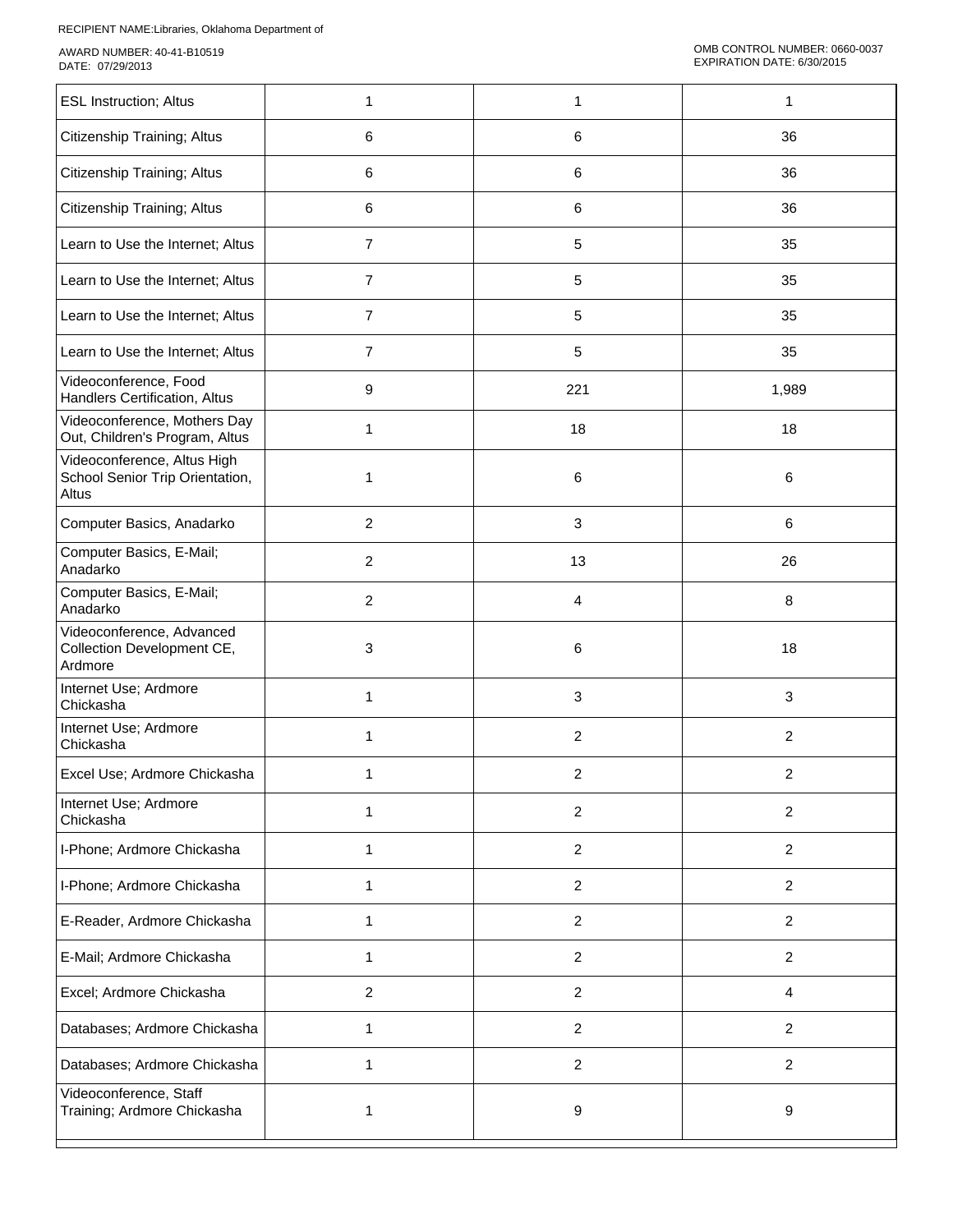| | | | |
|---|---|---|---|
| ESL Instruction; Altus | 1 | 1 | 1 |
| Citizenship Training; Altus | 6 | 6 | 36 |
| Citizenship Training; Altus | 6 | 6 | 36 |
| Citizenship Training; Altus | 6 | 6 | 36 |
| Learn to Use the Internet; Altus | 7 | 5 | 35 |
| Learn to Use the Internet; Altus | 7 | 5 | 35 |
| Learn to Use the Internet; Altus | 7 | 5 | 35 |
| Learn to Use the Internet; Altus | 7 | 5 | 35 |
| Videoconference, Food Handlers Certification, Altus | 9 | 221 | 1,989 |
| Videoconference, Mothers Day Out, Children's Program, Altus | 1 | 18 | 18 |
| Videoconference, Altus High School Senior Trip Orientation, Altus | 1 | 6 | 6 |
| Computer Basics, Anadarko | 2 | 3 | 6 |
| Computer Basics, E-Mail; Anadarko | 2 | 13 | 26 |
| Computer Basics, E-Mail; Anadarko | 2 | 4 | 8 |
| Videoconference, Advanced Collection Development CE, Ardmore | 3 | 6 | 18 |
| Internet Use; Ardmore Chickasha | 1 | 3 | 3 |
| Internet Use; Ardmore Chickasha | 1 | 2 | 2 |
| Excel Use; Ardmore Chickasha | 1 | 2 | 2 |
| Internet Use; Ardmore Chickasha | 1 | 2 | 2 |
| I-Phone; Ardmore Chickasha | 1 | 2 | 2 |
| I-Phone; Ardmore Chickasha | 1 | 2 | 2 |
| E-Reader, Ardmore Chickasha | 1 | 2 | 2 |
| E-Mail; Ardmore Chickasha | 1 | 2 | 2 |
| Excel; Ardmore Chickasha | 2 | 2 | 4 |
| Databases; Ardmore Chickasha | 1 | 2 | 2 |
| Databases; Ardmore Chickasha | 1 | 2 | 2 |
| Videoconference, Staff Training; Ardmore Chickasha | 1 | 9 | 9 |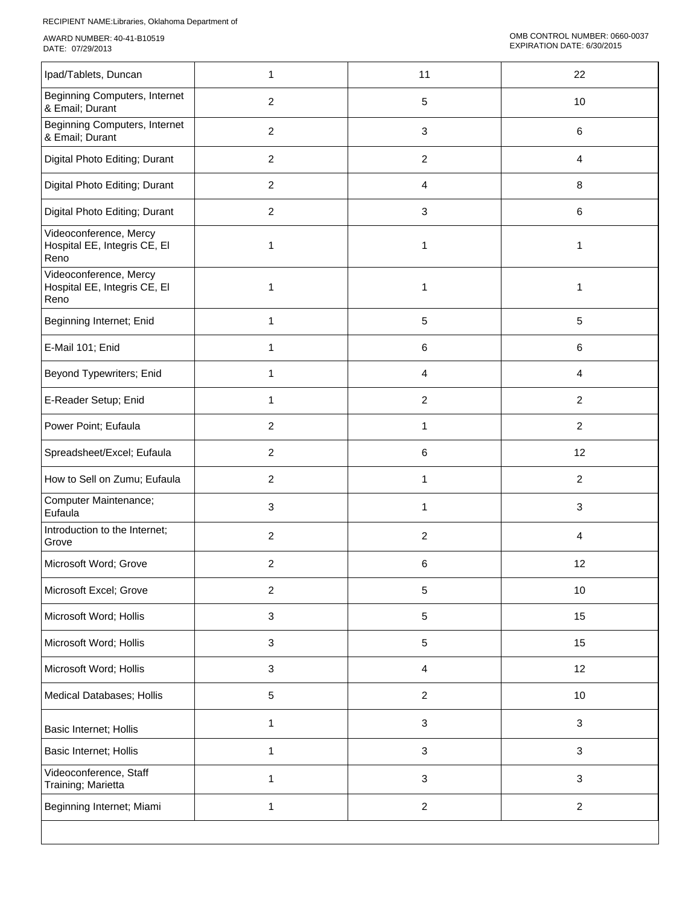| | | | |
|---|---|---|---|
| Ipad/Tablets, Duncan | 1 | 11 | 22 |
| Beginning Computers, Internet & Email; Durant | 2 | 5 | 10 |
| Beginning Computers, Internet & Email; Durant | 2 | 3 | 6 |
| Digital Photo Editing; Durant | 2 | 2 | 4 |
| Digital Photo Editing; Durant | 2 | 4 | 8 |
| Digital Photo Editing; Durant | 2 | 3 | 6 |
| Videoconference, Mercy Hospital EE, Integris CE, El Reno | 1 | 1 | 1 |
| Videoconference, Mercy Hospital EE, Integris CE, El Reno | 1 | 1 | 1 |
| Beginning Internet; Enid | 1 | 5 | 5 |
| E-Mail 101; Enid | 1 | 6 | 6 |
| Beyond Typewriters; Enid | 1 | 4 | 4 |
| E-Reader Setup; Enid | 1 | 2 | 2 |
| Power Point; Eufaula | 2 | 1 | 2 |
| Spreadsheet/Excel; Eufaula | 2 | 6 | 12 |
| How to Sell on Zumu; Eufaula | 2 | 1 | 2 |
| Computer Maintenance; Eufaula | 3 | 1 | 3 |
| Introduction to the Internet; Grove | 2 | 2 | 4 |
| Microsoft Word; Grove | 2 | 6 | 12 |
| Microsoft Excel; Grove | 2 | 5 | 10 |
| Microsoft Word; Hollis | 3 | 5 | 15 |
| Microsoft Word; Hollis | 3 | 5 | 15 |
| Microsoft Word; Hollis | 3 | 4 | 12 |
| Medical Databases; Hollis | 5 | 2 | 10 |
| Basic Internet; Hollis | 1 | 3 | 3 |
| Basic Internet; Hollis | 1 | 3 | 3 |
| Videoconference, Staff Training; Marietta | 1 | 3 | 3 |
| Beginning Internet; Miami | 1 | 2 | 2 |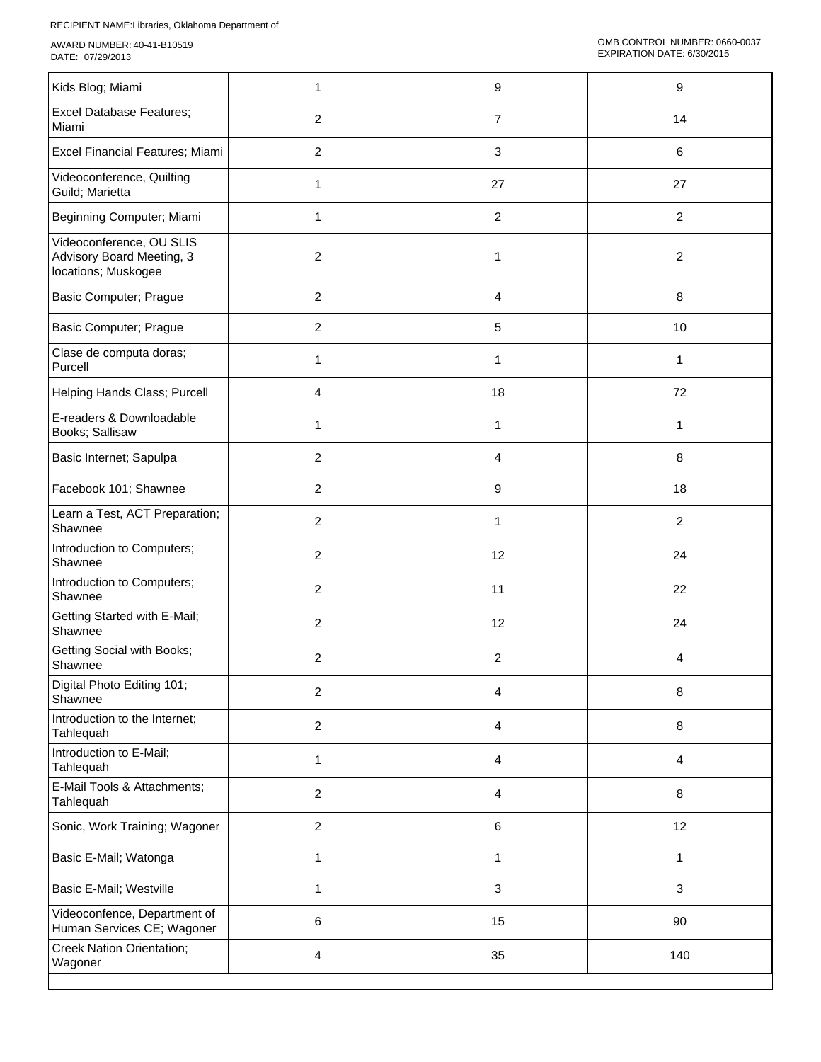| | | | |
|---|---|---|---|
| Kids Blog; Miami | 1 | 9 | 9 |
| Excel Database Features; Miami | 2 | 7 | 14 |
| Excel Financial Features; Miami | 2 | 3 | 6 |
| Videoconference, Quilting Guild; Marietta | 1 | 27 | 27 |
| Beginning Computer; Miami | 1 | 2 | 2 |
| Videoconference, OU SLIS Advisory Board Meeting, 3 locations; Muskogee | 2 | 1 | 2 |
| Basic Computer; Prague | 2 | 4 | 8 |
| Basic Computer; Prague | 2 | 5 | 10 |
| Clase de computa doras; Purcell | 1 | 1 | 1 |
| Helping Hands Class; Purcell | 4 | 18 | 72 |
| E-readers & Downloadable Books; Sallisaw | 1 | 1 | 1 |
| Basic Internet; Sapulpa | 2 | 4 | 8 |
| Facebook 101; Shawnee | 2 | 9 | 18 |
| Learn a Test, ACT Preparation; Shawnee | 2 | 1 | 2 |
| Introduction to Computers; Shawnee | 2 | 12 | 24 |
| Introduction to Computers; Shawnee | 2 | 11 | 22 |
| Getting Started with E-Mail; Shawnee | 2 | 12 | 24 |
| Getting Social with Books; Shawnee | 2 | 2 | 4 |
| Digital Photo Editing 101; Shawnee | 2 | 4 | 8 |
| Introduction to the Internet; Tahlequah | 2 | 4 | 8 |
| Introduction to E-Mail; Tahlequah | 1 | 4 | 4 |
| E-Mail Tools & Attachments; Tahlequah | 2 | 4 | 8 |
| Sonic, Work Training; Wagoner | 2 | 6 | 12 |
| Basic E-Mail; Watonga | 1 | 1 | 1 |
| Basic E-Mail; Westville | 1 | 3 | 3 |
| Videoconfence, Department of Human Services CE; Wagoner | 6 | 15 | 90 |
| Creek Nation Orientation; Wagoner | 4 | 35 | 140 |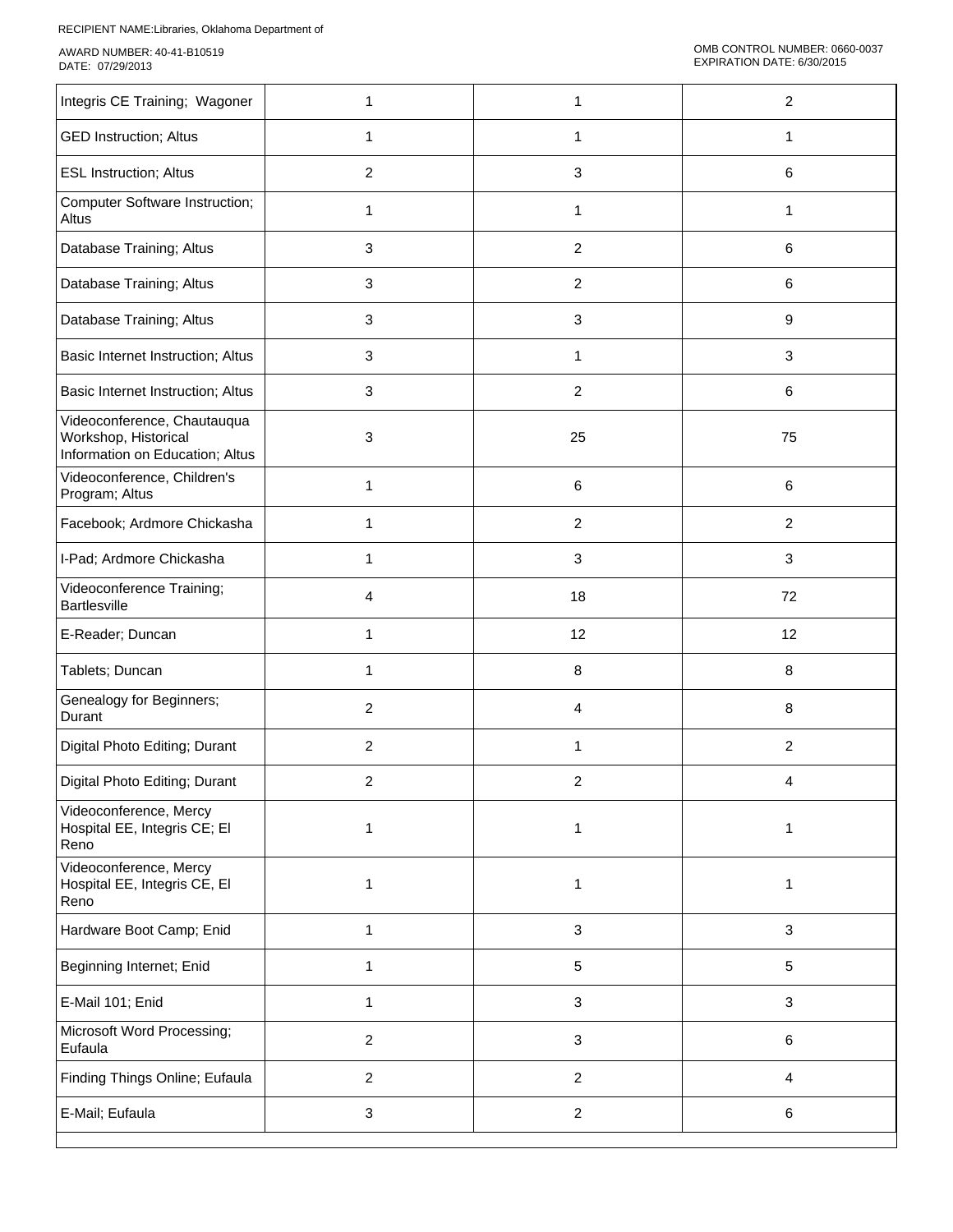| Integris CE Training; Wagoner | 1 | 1 | 2 |
| --- | --- | --- | --- |
| GED Instruction; Altus | 1 | 1 | 1 |
| ESL Instruction; Altus | 2 | 3 | 6 |
| Computer Software Instruction; Altus | 1 | 1 | 1 |
| Database Training; Altus | 3 | 2 | 6 |
| Database Training; Altus | 3 | 2 | 6 |
| Database Training; Altus | 3 | 3 | 9 |
| Basic Internet Instruction; Altus | 3 | 1 | 3 |
| Basic Internet Instruction; Altus | 3 | 2 | 6 |
| Videoconference, Chautauqua Workshop, Historical Information on Education; Altus | 3 | 25 | 75 |
| Videoconference, Children's Program; Altus | 1 | 6 | 6 |
| Facebook; Ardmore Chickasha | 1 | 2 | 2 |
| I-Pad; Ardmore Chickasha | 1 | 3 | 3 |
| Videoconference Training; Bartlesville | 4 | 18 | 72 |
| E-Reader; Duncan | 1 | 12 | 12 |
| Tablets; Duncan | 1 | 8 | 8 |
| Genealogy for Beginners; Durant | 2 | 4 | 8 |
| Digital Photo Editing; Durant | 2 | 1 | 2 |
| Digital Photo Editing; Durant | 2 | 2 | 4 |
| Videoconference, Mercy Hospital EE, Integris CE; El Reno | 1 | 1 | 1 |
| Videoconference, Mercy Hospital EE, Integris CE, El Reno | 1 | 1 | 1 |
| Hardware Boot Camp; Enid | 1 | 3 | 3 |
| Beginning Internet; Enid | 1 | 5 | 5 |
| E-Mail 101; Enid | 1 | 3 | 3 |
| Microsoft Word Processing; Eufaula | 2 | 3 | 6 |
| Finding Things Online; Eufaula | 2 | 2 | 4 |
| E-Mail; Eufaula | 3 | 2 | 6 |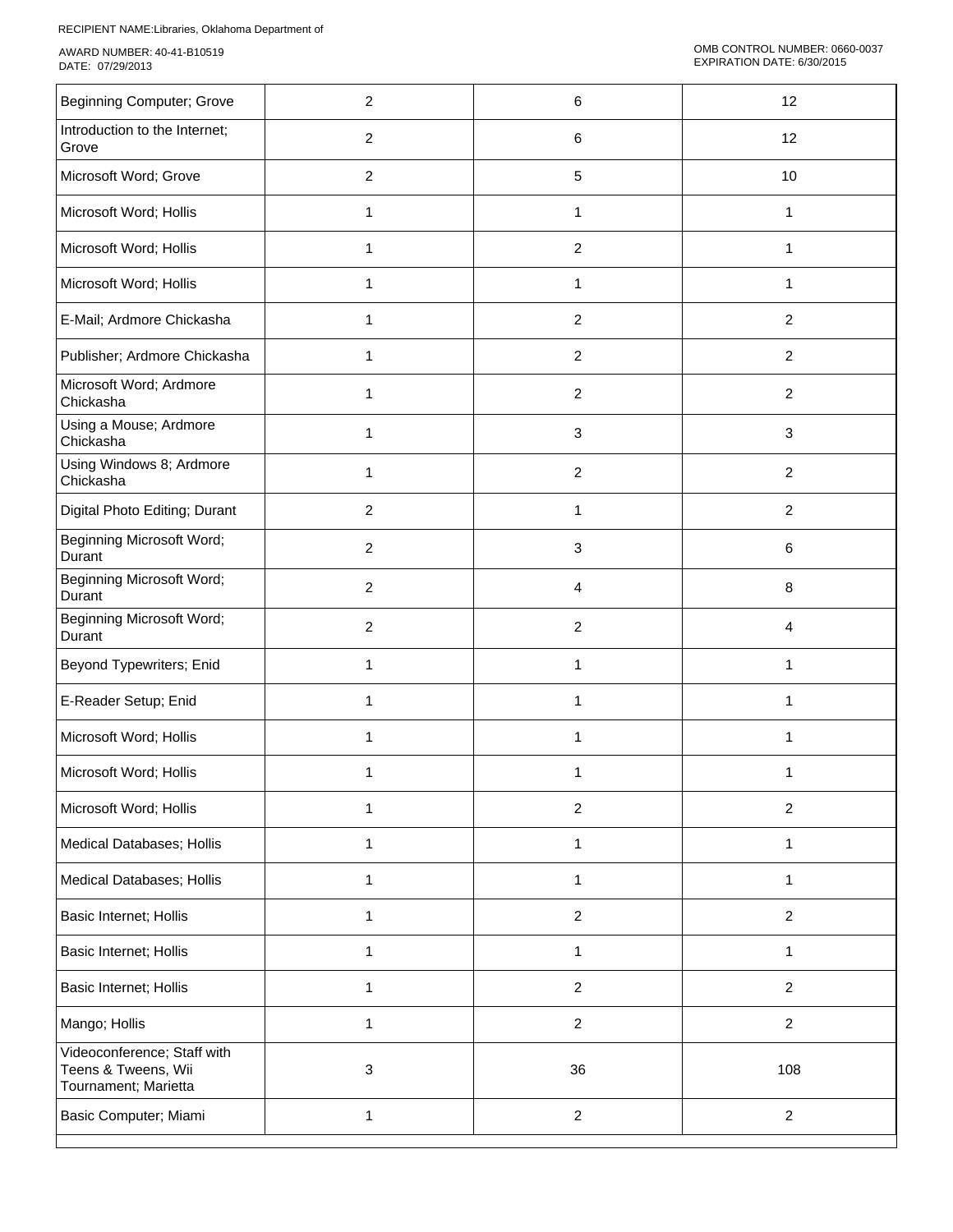RECIPIENT NAME:Libraries, Oklahoma Department of

AWARD NUMBER: 40-41-B10519
DATE: 07/29/2013

OMB CONTROL NUMBER: 0660-0037
EXPIRATION DATE: 6/30/2015

| | | | |
|---|---|---|---|
| Beginning Computer; Grove | 2 | 6 | 12 |
| Introduction to the Internet; Grove | 2 | 6 | 12 |
| Microsoft Word; Grove | 2 | 5 | 10 |
| Microsoft Word; Hollis | 1 | 1 | 1 |
| Microsoft Word; Hollis | 1 | 2 | 1 |
| Microsoft Word; Hollis | 1 | 1 | 1 |
| E-Mail; Ardmore Chickasha | 1 | 2 | 2 |
| Publisher; Ardmore Chickasha | 1 | 2 | 2 |
| Microsoft Word; Ardmore Chickasha | 1 | 2 | 2 |
| Using a Mouse; Ardmore Chickasha | 1 | 3 | 3 |
| Using Windows 8; Ardmore Chickasha | 1 | 2 | 2 |
| Digital Photo Editing; Durant | 2 | 1 | 2 |
| Beginning Microsoft Word; Durant | 2 | 3 | 6 |
| Beginning Microsoft Word; Durant | 2 | 4 | 8 |
| Beginning Microsoft Word; Durant | 2 | 2 | 4 |
| Beyond Typewriters; Enid | 1 | 1 | 1 |
| E-Reader Setup; Enid | 1 | 1 | 1 |
| Microsoft Word; Hollis | 1 | 1 | 1 |
| Microsoft Word; Hollis | 1 | 1 | 1 |
| Microsoft Word; Hollis | 1 | 2 | 2 |
| Medical Databases; Hollis | 1 | 1 | 1 |
| Medical Databases; Hollis | 1 | 1 | 1 |
| Basic Internet; Hollis | 1 | 2 | 2 |
| Basic Internet; Hollis | 1 | 1 | 1 |
| Basic Internet; Hollis | 1 | 2 | 2 |
| Mango; Hollis | 1 | 2 | 2 |
| Videoconference; Staff with Teens & Tweens, Wii Tournament; Marietta | 3 | 36 | 108 |
| Basic Computer; Miami | 1 | 2 | 2 |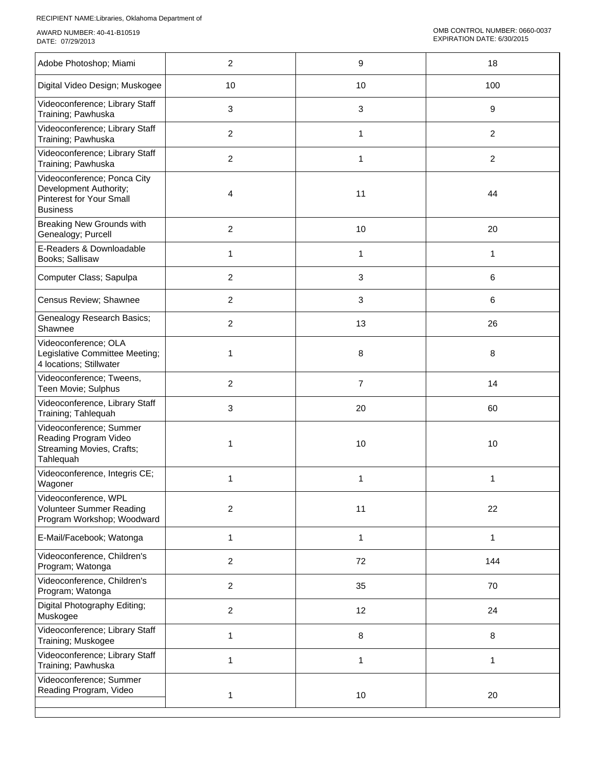| | | | |
|---|---|---|---|
| Adobe Photoshop; Miami | 2 | 9 | 18 |
| Digital Video Design; Muskogee | 10 | 10 | 100 |
| Videoconference; Library Staff Training; Pawhuska | 3 | 3 | 9 |
| Videoconference; Library Staff Training; Pawhuska | 2 | 1 | 2 |
| Videoconference; Library Staff Training; Pawhuska | 2 | 1 | 2 |
| Videoconference; Ponca City Development Authority; Pinterest for Your Small Business | 4 | 11 | 44 |
| Breaking New Grounds with Genealogy; Purcell | 2 | 10 | 20 |
| E-Readers & Downloadable Books; Sallisaw | 1 | 1 | 1 |
| Computer Class; Sapulpa | 2 | 3 | 6 |
| Census Review; Shawnee | 2 | 3 | 6 |
| Genealogy Research Basics; Shawnee | 2 | 13 | 26 |
| Videoconference; OLA Legislative Committee Meeting; 4 locations; Stillwater | 1 | 8 | 8 |
| Videoconference; Tweens, Teen Movie; Sulphus | 2 | 7 | 14 |
| Videoconference, Library Staff Training; Tahlequah | 3 | 20 | 60 |
| Videoconference; Summer Reading Program Video Streaming Movies, Crafts; Tahlequah | 1 | 10 | 10 |
| Videoconference, Integris CE; Wagoner | 1 | 1 | 1 |
| Videoconference, WPL Volunteer Summer Reading Program Workshop; Woodward | 2 | 11 | 22 |
| E-Mail/Facebook; Watonga | 1 | 1 | 1 |
| Videoconference, Children's Program; Watonga | 2 | 72 | 144 |
| Videoconference, Children's Program; Watonga | 2 | 35 | 70 |
| Digital Photography Editing; Muskogee | 2 | 12 | 24 |
| Videoconference; Library Staff Training; Muskogee | 1 | 8 | 8 |
| Videoconference; Library Staff Training; Pawhuska | 1 | 1 | 1 |
| Videoconference; Summer Reading Program, Video | 1 | 10 | 20 |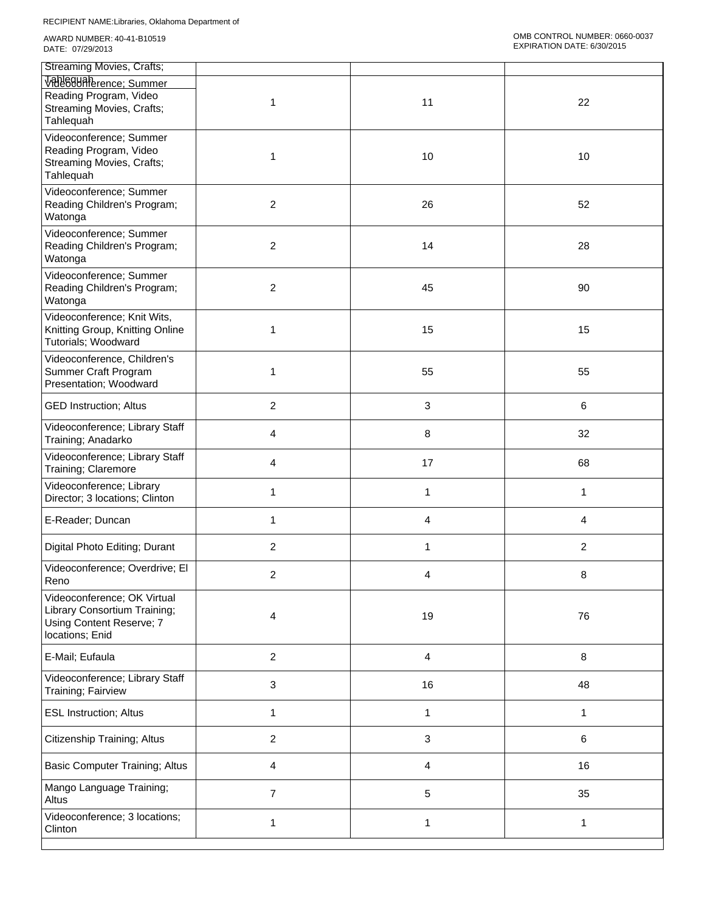RECIPIENT NAME:Libraries, Oklahoma Department of

AWARD NUMBER: 40-41-B10519
DATE: 07/29/2013

OMB CONTROL NUMBER: 0660-0037
EXPIRATION DATE: 6/30/2015

| | | | |
|---|---|---|---|
| Streaming Movies, Crafts; Tahlequah | | | |
| Videoconference; Summer Reading Program, Video Streaming Movies, Crafts; Tahlequah | 1 | 11 | 22 |
| Videoconference; Summer Reading Program, Video Streaming Movies, Crafts; Tahlequah | 1 | 10 | 10 |
| Videoconference; Summer Reading Children's Program; Watonga | 2 | 26 | 52 |
| Videoconference; Summer Reading Children's Program; Watonga | 2 | 14 | 28 |
| Videoconference; Summer Reading Children's Program; Watonga | 2 | 45 | 90 |
| Videoconference; Knit Wits, Knitting Group, Knitting Online Tutorials; Woodward | 1 | 15 | 15 |
| Videoconference, Children's Summer Craft Program Presentation; Woodward | 1 | 55 | 55 |
| GED Instruction; Altus | 2 | 3 | 6 |
| Videoconference; Library Staff Training; Anadarko | 4 | 8 | 32 |
| Videoconference; Library Staff Training; Claremore | 4 | 17 | 68 |
| Videoconference; Library Director; 3 locations; Clinton | 1 | 1 | 1 |
| E-Reader; Duncan | 1 | 4 | 4 |
| Digital Photo Editing; Durant | 2 | 1 | 2 |
| Videoconference; Overdrive; El Reno | 2 | 4 | 8 |
| Videoconference; OK Virtual Library Consortium Training; Using Content Reserve; 7 locations; Enid | 4 | 19 | 76 |
| E-Mail; Eufaula | 2 | 4 | 8 |
| Videoconference; Library Staff Training; Fairview | 3 | 16 | 48 |
| ESL Instruction; Altus | 1 | 1 | 1 |
| Citizenship Training; Altus | 2 | 3 | 6 |
| Basic Computer Training; Altus | 4 | 4 | 16 |
| Mango Language Training; Altus | 7 | 5 | 35 |
| Videoconference; 3 locations; Clinton | 1 | 1 | 1 |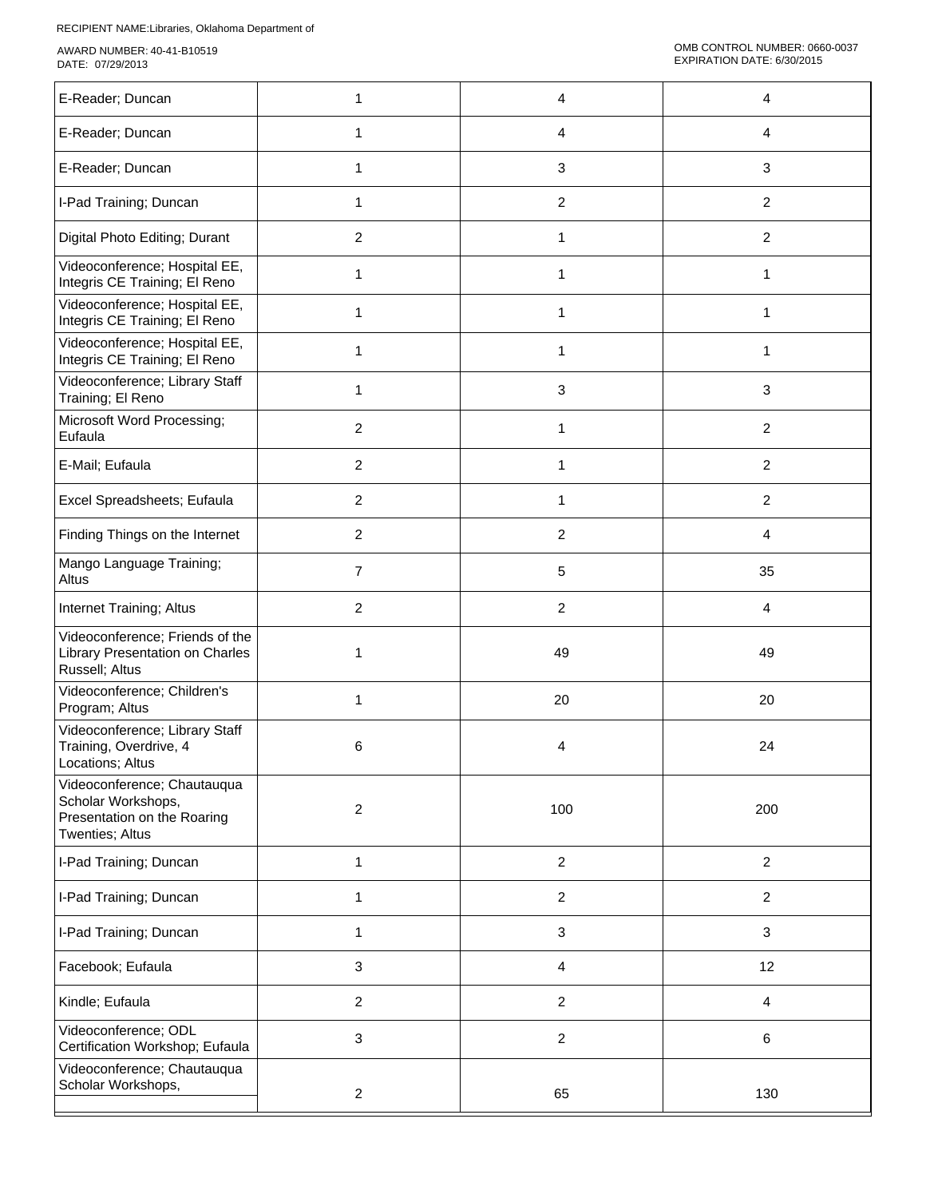RECIPIENT NAME:Libraries, Oklahoma Department of

AWARD NUMBER: 40-41-B10519
DATE: 07/29/2013

OMB CONTROL NUMBER: 0660-0037
EXPIRATION DATE: 6/30/2015

| | | | |
|---|---|---|---|
| E-Reader; Duncan | 1 | 4 | 4 |
| E-Reader; Duncan | 1 | 4 | 4 |
| E-Reader; Duncan | 1 | 3 | 3 |
| I-Pad Training; Duncan | 1 | 2 | 2 |
| Digital Photo Editing; Durant | 2 | 1 | 2 |
| Videoconference; Hospital EE, Integris CE Training; El Reno | 1 | 1 | 1 |
| Videoconference; Hospital EE, Integris CE Training; El Reno | 1 | 1 | 1 |
| Videoconference; Hospital EE, Integris CE Training; El Reno | 1 | 1 | 1 |
| Videoconference; Library Staff Training; El Reno | 1 | 3 | 3 |
| Microsoft Word Processing; Eufaula | 2 | 1 | 2 |
| E-Mail; Eufaula | 2 | 1 | 2 |
| Excel Spreadsheets; Eufaula | 2 | 1 | 2 |
| Finding Things on the Internet | 2 | 2 | 4 |
| Mango Language Training; Altus | 7 | 5 | 35 |
| Internet Training; Altus | 2 | 2 | 4 |
| Videoconference; Friends of the Library Presentation on Charles Russell; Altus | 1 | 49 | 49 |
| Videoconference; Children's Program; Altus | 1 | 20 | 20 |
| Videoconference; Library Staff Training, Overdrive, 4 Locations; Altus | 6 | 4 | 24 |
| Videoconference; Chautauqua Scholar Workshops, Presentation on the Roaring Twenties; Altus | 2 | 100 | 200 |
| I-Pad Training; Duncan | 1 | 2 | 2 |
| I-Pad Training; Duncan | 1 | 2 | 2 |
| I-Pad Training; Duncan | 1 | 3 | 3 |
| Facebook; Eufaula | 3 | 4 | 12 |
| Kindle; Eufaula | 2 | 2 | 4 |
| Videoconference; ODL Certification Workshop; Eufaula | 3 | 2 | 6 |
| Videoconference; Chautauqua Scholar Workshops, | 2 | 65 | 130 |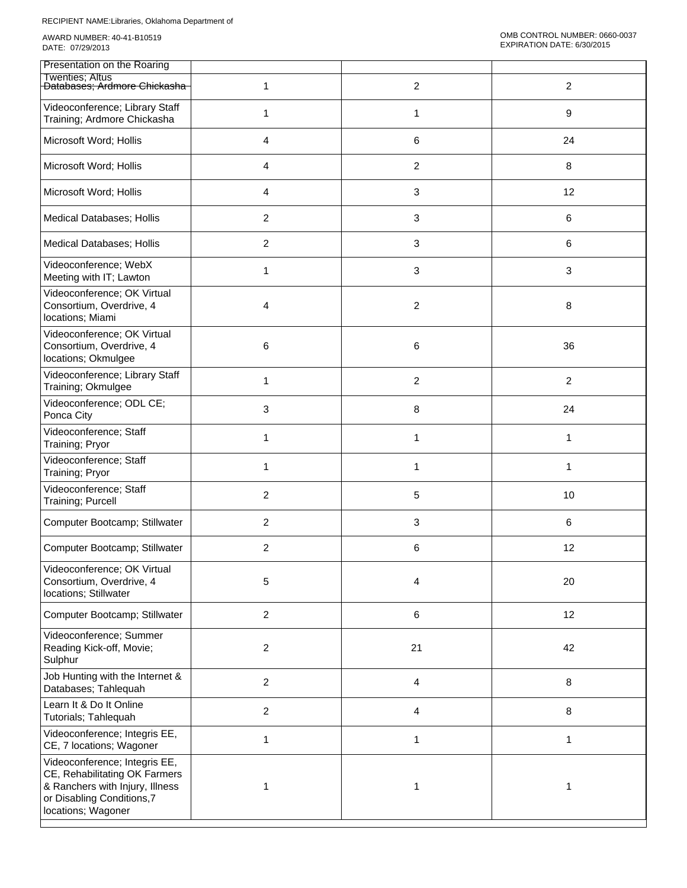RECIPIENT NAME:Libraries, Oklahoma Department of

AWARD NUMBER: 40-41-B10519
DATE: 07/29/2013

OMB CONTROL NUMBER: 0660-0037
EXPIRATION DATE: 6/30/2015

| | | | |
|---|---|---|---|
| Presentation on the Roaring Twenties; Altus | | | |
| Databases; Ardmore Chickasha | 1 | 2 | 2 |
| Videoconference; Library Staff Training; Ardmore Chickasha | 1 | 1 | 9 |
| Microsoft Word; Hollis | 4 | 6 | 24 |
| Microsoft Word; Hollis | 4 | 2 | 8 |
| Microsoft Word; Hollis | 4 | 3 | 12 |
| Medical Databases; Hollis | 2 | 3 | 6 |
| Medical Databases; Hollis | 2 | 3 | 6 |
| Videoconference; WebX Meeting with IT; Lawton | 1 | 3 | 3 |
| Videoconference; OK Virtual Consortium, Overdrive, 4 locations; Miami | 4 | 2 | 8 |
| Videoconference; OK Virtual Consortium, Overdrive, 4 locations; Okmulgee | 6 | 6 | 36 |
| Videoconference; Library Staff Training; Okmulgee | 1 | 2 | 2 |
| Videoconference; ODL CE; Ponca City | 3 | 8 | 24 |
| Videoconference; Staff Training; Pryor | 1 | 1 | 1 |
| Videoconference; Staff Training; Pryor | 1 | 1 | 1 |
| Videoconference; Staff Training; Purcell | 2 | 5 | 10 |
| Computer Bootcamp; Stillwater | 2 | 3 | 6 |
| Computer Bootcamp; Stillwater | 2 | 6 | 12 |
| Videoconference; OK Virtual Consortium, Overdrive, 4 locations; Stillwater | 5 | 4 | 20 |
| Computer Bootcamp; Stillwater | 2 | 6 | 12 |
| Videoconference; Summer Reading Kick-off, Movie; Sulphur | 2 | 21 | 42 |
| Job Hunting with the Internet & Databases; Tahlequah | 2 | 4 | 8 |
| Learn It & Do It Online Tutorials; Tahlequah | 2 | 4 | 8 |
| Videoconference; Integris EE, CE, 7 locations; Wagoner | 1 | 1 | 1 |
| Videoconference; Integris EE, CE, Rehabilitating OK Farmers & Ranchers with Injury, Illness or Disabling Conditions,7 locations; Wagoner | 1 | 1 | 1 |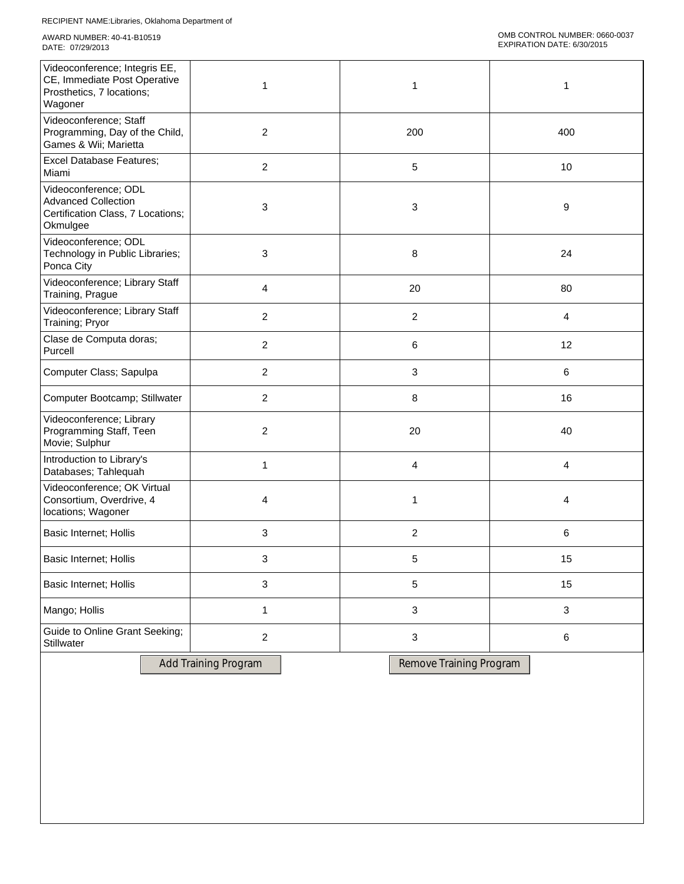RECIPIENT NAME:Libraries, Oklahoma Department of

AWARD NUMBER: 40-41-B10519
DATE: 07/29/2013

OMB CONTROL NUMBER: 0660-0037
EXPIRATION DATE: 6/30/2015

| | | | |
|---|---|---|---|
| Videoconference; Integris EE, CE, Immediate Post Operative Prosthetics, 7 locations; Wagoner | 1 | 1 | 1 |
| Videoconference; Staff Programming, Day of the Child, Games & Wii; Marietta | 2 | 200 | 400 |
| Excel Database Features; Miami | 2 | 5 | 10 |
| Videoconference; ODL Advanced Collection Certification Class, 7 Locations; Okmulgee | 3 | 3 | 9 |
| Videoconference; ODL Technology in Public Libraries; Ponca City | 3 | 8 | 24 |
| Videoconference; Library Staff Training, Prague | 4 | 20 | 80 |
| Videoconference; Library Staff Training; Pryor | 2 | 2 | 4 |
| Clase de Computa doras; Purcell | 2 | 6 | 12 |
| Computer Class; Sapulpa | 2 | 3 | 6 |
| Computer Bootcamp; Stillwater | 2 | 8 | 16 |
| Videoconference; Library Programming Staff, Teen Movie; Sulphur | 2 | 20 | 40 |
| Introduction to Library's Databases; Tahlequah | 1 | 4 | 4 |
| Videoconference; OK Virtual Consortium, Overdrive, 4 locations; Wagoner | 4 | 1 | 4 |
| Basic Internet; Hollis | 3 | 2 | 6 |
| Basic Internet; Hollis | 3 | 5 | 15 |
| Basic Internet; Hollis | 3 | 5 | 15 |
| Mango; Hollis | 1 | 3 | 3 |
| Guide to Online Grant Seeking; Stillwater | 2 | 3 | 6 |

Add Training Program    Remove Training Program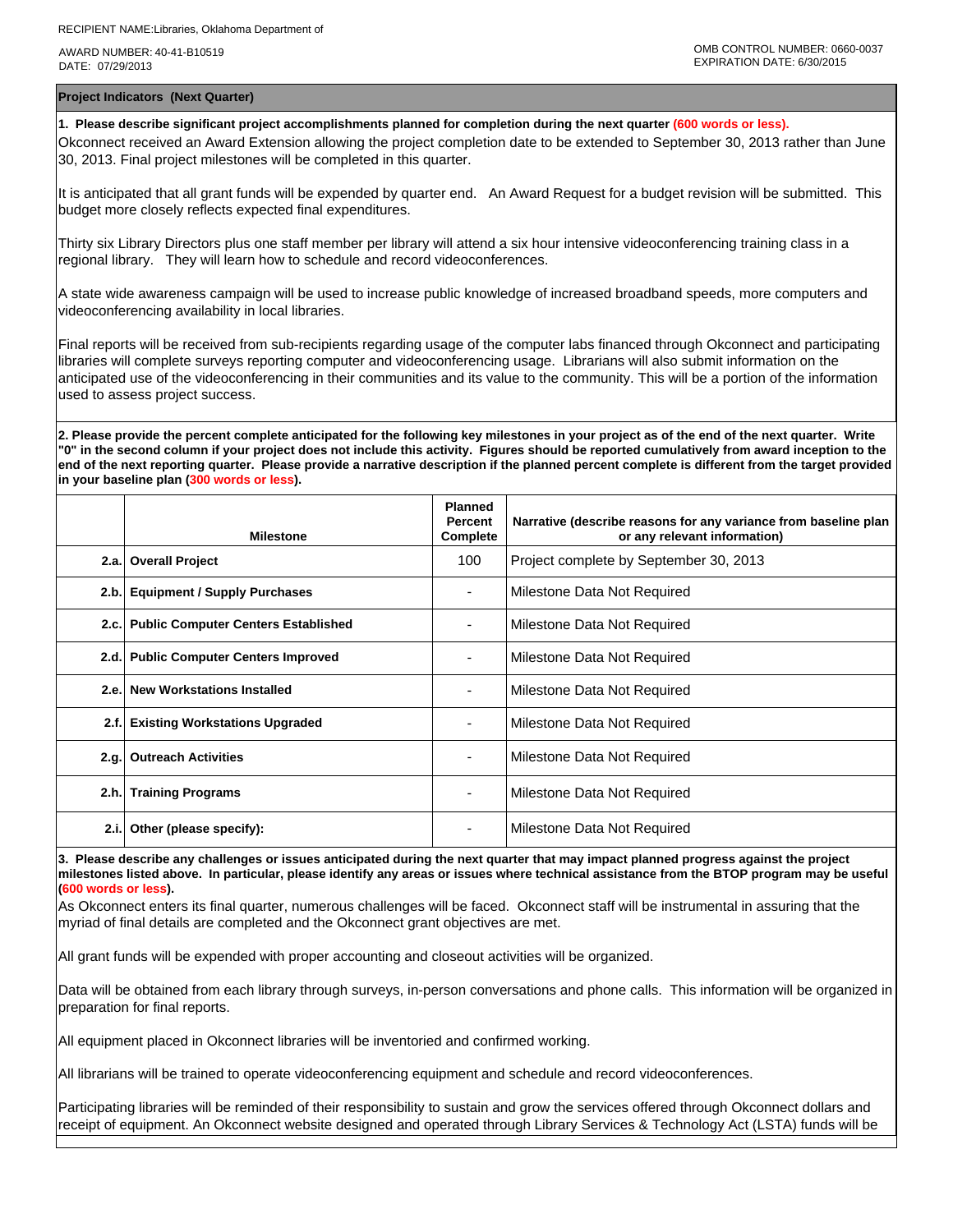RECIPIENT NAME:Libraries, Oklahoma Department of

AWARD NUMBER: 40-41-B10519
DATE: 07/29/2013

OMB CONTROL NUMBER: 0660-0037
EXPIRATION DATE: 6/30/2015

## Project Indicators (Next Quarter)

**1. Please describe significant project accomplishments planned for completion during the next quarter (600 words or less).**

Okconnect received an Award Extension allowing the project completion date to be extended to September 30, 2013 rather than June 30, 2013. Final project milestones will be completed in this quarter.

It is anticipated that all grant funds will be expended by quarter end. An Award Request for a budget revision will be submitted. This budget more closely reflects expected final expenditures.

Thirty six Library Directors plus one staff member per library will attend a six hour intensive videoconferencing training class in a regional library. They will learn how to schedule and record videoconferences.

A state wide awareness campaign will be used to increase public knowledge of increased broadband speeds, more computers and videoconferencing availability in local libraries.

Final reports will be received from sub-recipients regarding usage of the computer labs financed through Okconnect and participating libraries will complete surveys reporting computer and videoconferencing usage. Librarians will also submit information on the anticipated use of the videoconferencing in their communities and its value to the community. This will be a portion of the information used to assess project success.

**2. Please provide the percent complete anticipated for the following key milestones in your project as of the end of the next quarter. Write "0" in the second column if your project does not include this activity. Figures should be reported cumulatively from award inception to the end of the next reporting quarter. Please provide a narrative description if the planned percent complete is different from the target provided in your baseline plan (300 words or less).**

| | Milestone | Planned Percent Complete | Narrative (describe reasons for any variance from baseline plan or any relevant information) |
|---|---|---|---|
| 2.a. | **Overall Project** | 100 | Project complete by September 30, 2013 |
| 2.b. | **Equipment / Supply Purchases** | - | Milestone Data Not Required |
| 2.c. | **Public Computer Centers Established** | - | Milestone Data Not Required |
| 2.d. | **Public Computer Centers Improved** | - | Milestone Data Not Required |
| 2.e. | **New Workstations Installed** | - | Milestone Data Not Required |
| 2.f. | **Existing Workstations Upgraded** | - | Milestone Data Not Required |
| 2.g. | **Outreach Activities** | - | Milestone Data Not Required |
| 2.h. | **Training Programs** | - | Milestone Data Not Required |
| 2.i. | **Other (please specify):** | - | Milestone Data Not Required |

**3. Please describe any challenges or issues anticipated during the next quarter that may impact planned progress against the project milestones listed above. In particular, please identify any areas or issues where technical assistance from the BTOP program may be useful (600 words or less).**

As Okconnect enters its final quarter, numerous challenges will be faced. Okconnect staff will be instrumental in assuring that the myriad of final details are completed and the Okconnect grant objectives are met.

All grant funds will be expended with proper accounting and closeout activities will be organized.

Data will be obtained from each library through surveys, in-person conversations and phone calls. This information will be organized in preparation for final reports.

All equipment placed in Okconnect libraries will be inventoried and confirmed working.

All librarians will be trained to operate videoconferencing equipment and schedule and record videoconferences.

Participating libraries will be reminded of their responsibility to sustain and grow the services offered through Okconnect dollars and receipt of equipment. An Okconnect website designed and operated through Library Services & Technology Act (LSTA) funds will be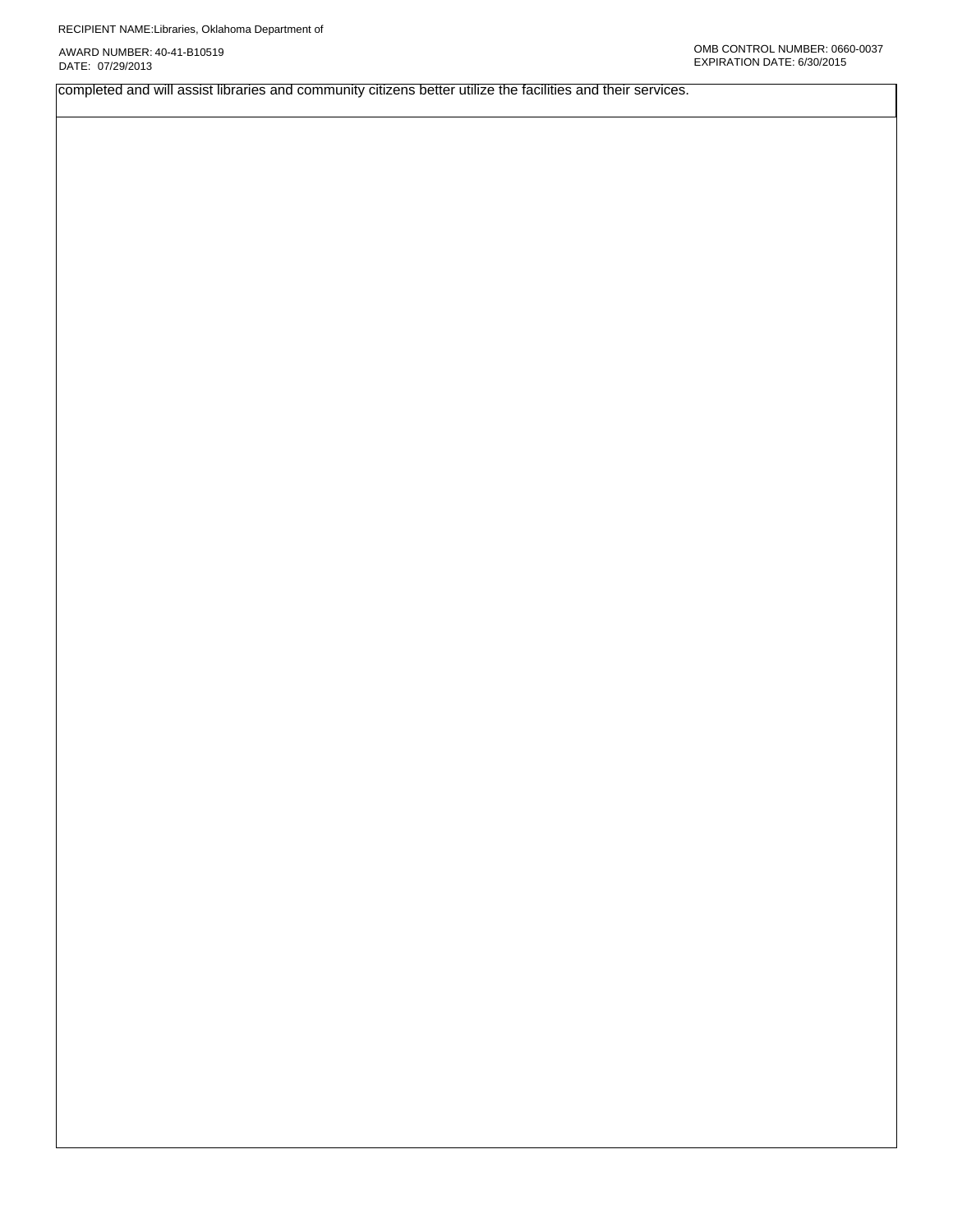completed and will assist libraries and community citizens better utilize the facilities and their services.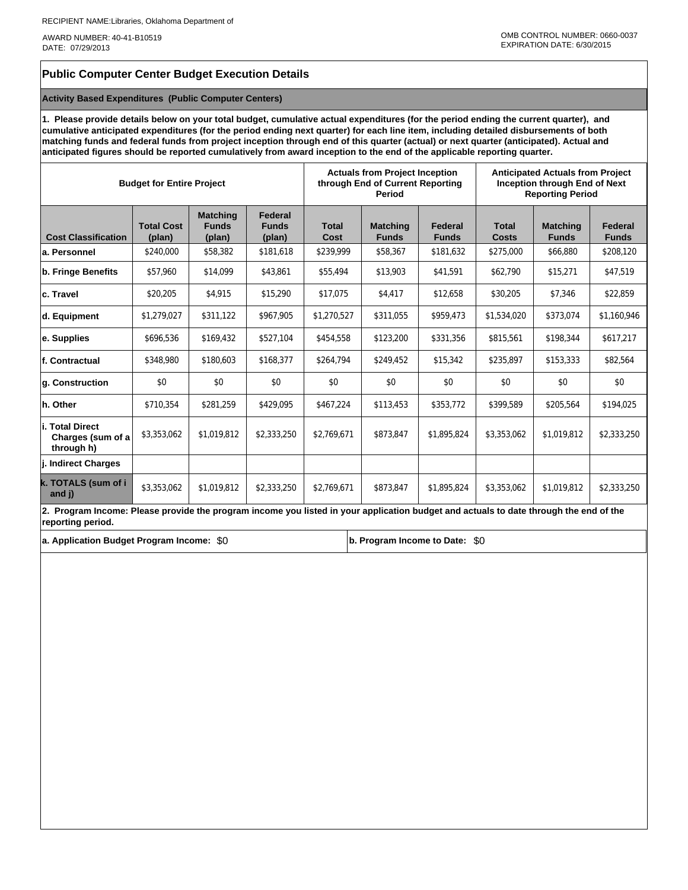RECIPIENT NAME:Libraries, Oklahoma Department of

AWARD NUMBER: 40-41-B10519
DATE: 07/29/2013

OMB CONTROL NUMBER: 0660-0037
EXPIRATION DATE: 6/30/2015

## Public Computer Center Budget Execution Details

**Activity Based Expenditures (Public Computer Centers)**

**1. Please provide details below on your total budget, cumulative actual expenditures (for the period ending the current quarter), and cumulative anticipated expenditures (for the period ending next quarter) for each line item, including detailed disbursements of both matching funds and federal funds from project inception through end of this quarter (actual) or next quarter (anticipated). Actual and anticipated figures should be reported cumulatively from award inception to the end of the applicable reporting quarter.**

| Budget for Entire Project | | | | Actuals from Project Inception through End of Current Reporting Period | | | Anticipated Actuals from Project Inception through End of Next Reporting Period | | |
|---|---|---|---|---|---|---|---|---|---|
| **Cost Classification** | **Total Cost (plan)** | **Matching Funds (plan)** | **Federal Funds (plan)** | **Total Cost** | **Matching Funds** | **Federal Funds** | **Total Costs** | **Matching Funds** | **Federal Funds** |
| a. Personnel | $240,000 | $58,382 | $181,618 | $239,999 | $58,367 | $181,632 | $275,000 | $66,880 | $208,120 |
| b. Fringe Benefits | $57,960 | $14,099 | $43,861 | $55,494 | $13,903 | $41,591 | $62,790 | $15,271 | $47,519 |
| c. Travel | $20,205 | $4,915 | $15,290 | $17,075 | $4,417 | $12,658 | $30,205 | $7,346 | $22,859 |
| d. Equipment | $1,279,027 | $311,122 | $967,905 | $1,270,527 | $311,055 | $959,473 | $1,534,020 | $373,074 | $1,160,946 |
| e. Supplies | $696,536 | $169,432 | $527,104 | $454,558 | $123,200 | $331,356 | $815,561 | $198,344 | $617,217 |
| f. Contractual | $348,980 | $180,603 | $168,377 | $264,794 | $249,452 | $15,342 | $235,897 | $153,333 | $82,564 |
| g. Construction | $0 | $0 | $0 | $0 | $0 | $0 | $0 | $0 | $0 |
| h. Other | $710,354 | $281,259 | $429,095 | $467,224 | $113,453 | $353,772 | $399,589 | $205,564 | $194,025 |
| i. Total Direct Charges (sum of a through h) | $3,353,062 | $1,019,812 | $2,333,250 | $2,769,671 | $873,847 | $1,895,824 | $3,353,062 | $1,019,812 | $2,333,250 |
| j. Indirect Charges | | | | | | | | | |
| k. TOTALS (sum of i and j) | $3,353,062 | $1,019,812 | $2,333,250 | $2,769,671 | $873,847 | $1,895,824 | $3,353,062 | $1,019,812 | $2,333,250 |

**2. Program Income: Please provide the program income you listed in your application budget and actuals to date through the end of the reporting period.**

**a. Application Budget Program Income:** $0

**b. Program Income to Date:** $0